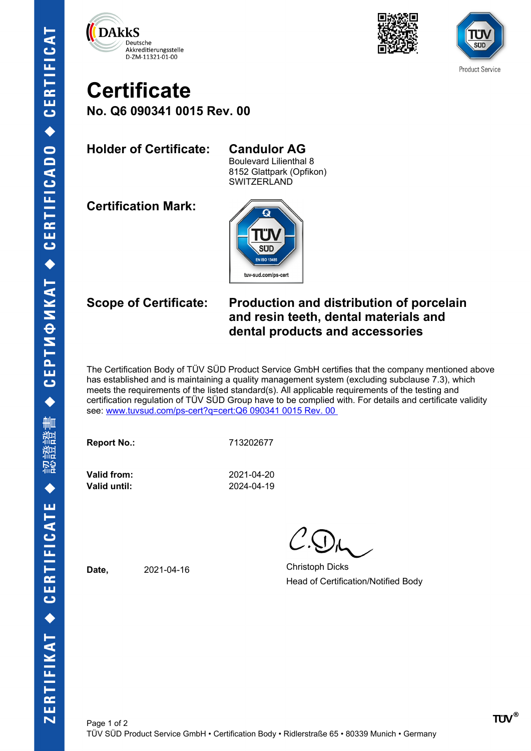DAkkS Deutsche Akkreditierungsstelle D-ZM-11321-01-00

TÜV SÜD Product Service

# Certificate

## No. Q6 090341 0015 Rev. 00

**Holder of Certificate:** **Candulor AG**
Boulevard Lilienthal 8
8152 Glattpark (Opfikon)
SWITZERLAND

**Certification Mark:** TÜV SÜD EN ISO 13485 tuv-sud.com/ps-cert

**Scope of Certificate:** **Production and distribution of porcelain and resin teeth, dental materials and dental products and accessories**

The Certification Body of TÜV SÜD Product Service GmbH certifies that the company mentioned above has established and is maintaining a quality management system (excluding subclause 7.3), which meets the requirements of the listed standard(s). All applicable requirements of the testing and certification regulation of TÜV SÜD Group have to be complied with. For details and certificate validity see: www.tuvsud.com/ps-cert?q=cert:Q6 090341 0015 Rev. 00

**Report No.:** 713202677

**Valid from:** 2021-04-20
**Valid until:** 2024-04-19

**Date,** 2021-04-16

Christoph Dicks
Head of Certification/Notified Body

TÜV SÜD Product Service GmbH • Certification Body • Ridlerstraße 65 • 80339 Munich • Germany

ZERTIFIKAT ◆ CERTIFICATE ◆ 認證證書 ◆ СЕРТИФИКАТ ◆ CERTIFICADO ◆ CERTIFICAT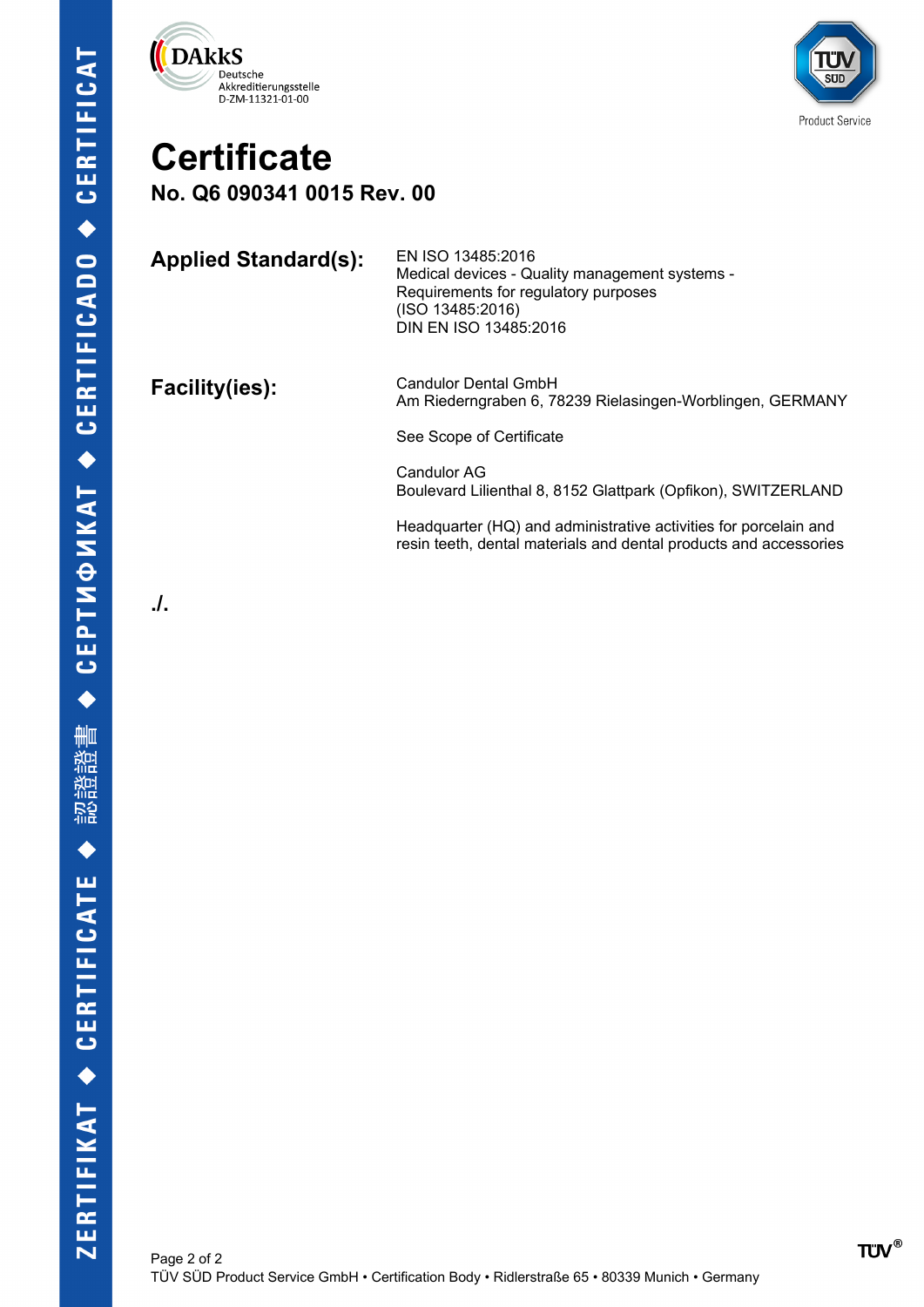DAkkS
Deutsche
Akkreditierungsstelle
D-ZM-11321-01-00

TÜV SÜD
Product Service

# Certificate

## No. Q6 090341 0015 Rev. 00

**Applied Standard(s):**

EN ISO 13485:2016
Medical devices - Quality management systems -
Requirements for regulatory purposes
(ISO 13485:2016)
DIN EN ISO 13485:2016

**Facility(ies):**

Candulor Dental GmbH
Am Riederngraben 6, 78239 Rielasingen-Worblingen, GERMANY

See Scope of Certificate

Candulor AG
Boulevard Lilienthal 8, 8152 Glattpark (Opfikon), SWITZERLAND

Headquarter (HQ) and administrative activities for porcelain and resin teeth, dental materials and dental products and accessories

./.

TÜV SÜD Product Service GmbH • Certification Body • Ridlerstraße 65 • 80339 Munich • Germany